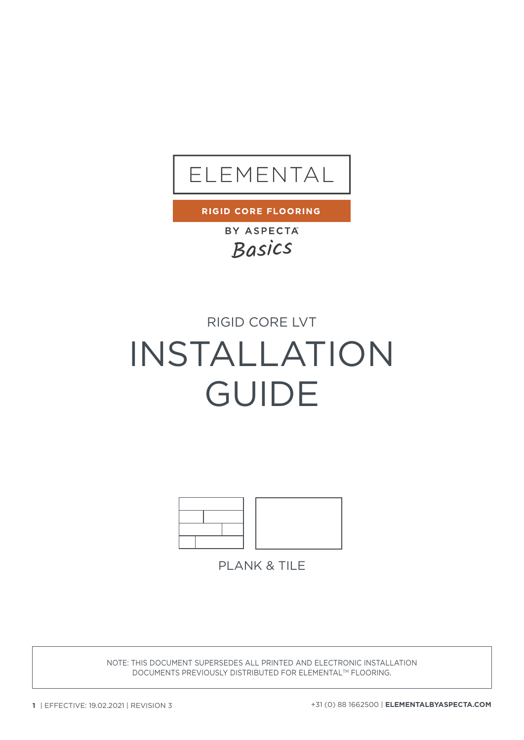ELEMENTAL

**RIGID CORE FLOORING**

BY ASPECTA

*Basics*

RIGID CORE LVT

# INSTALLATION GUIDE

PLANK & TILE

NOTE: THIS DOCUMENT SUPERSEDES ALL PRINTED AND ELECTRONIC INSTALLATION DOCUMENTS PREVIOUSLY DISTRIBUTED FOR ELEMENTAL™ FLOORING.

EFFECTIVE: 19.02.2021 | REVISION 3

+31 (0) 88 1662500 | **ELEMENTALBYASPECTA.COM**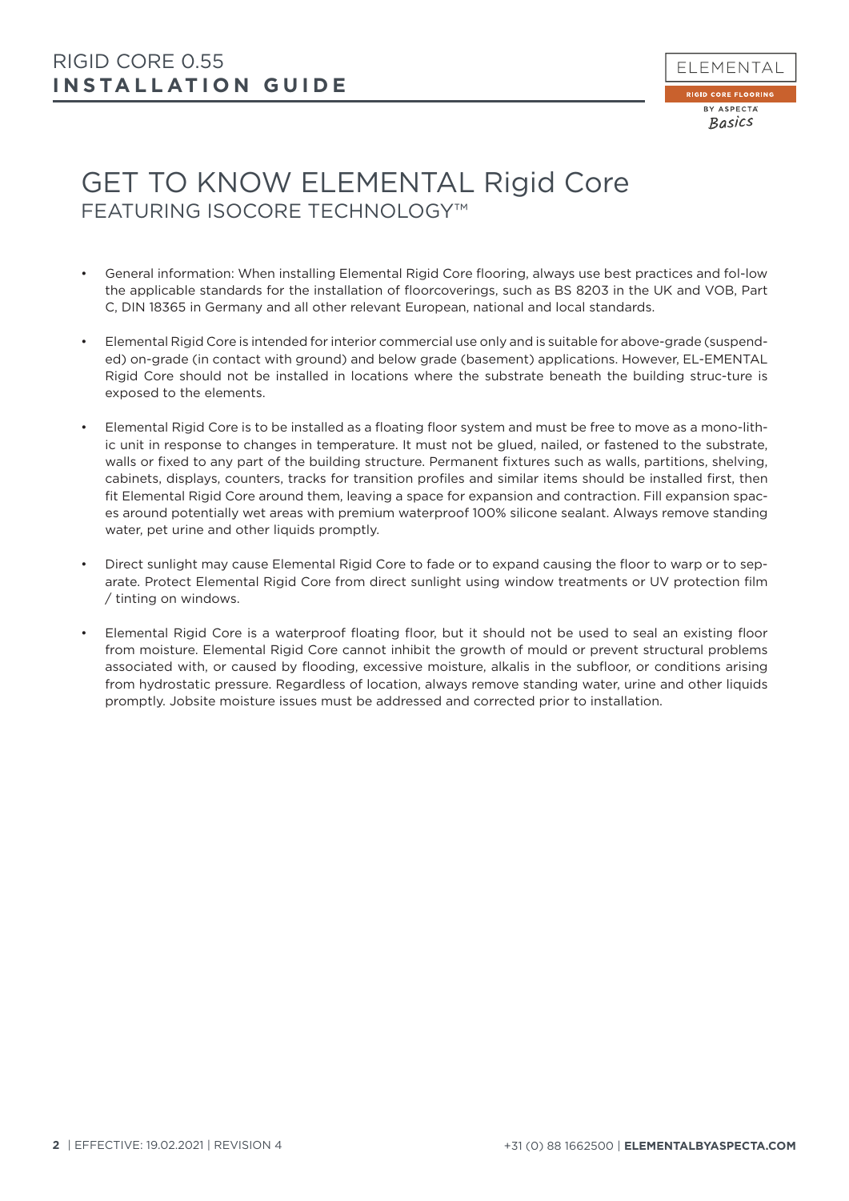# GET TO KNOW ELEMENTAL Rigid Core

## FEATURING ISOCORE TECHNOLOGY™

- General information: When installing Elemental Rigid Core flooring, always use best practices and fol-low the applicable standards for the installation of floorcoverings, such as BS 8203 in the UK and VOB, Part C, DIN 18365 in Germany and all other relevant European, national and local standards.

- Elemental Rigid Core is intended for interior commercial use only and is suitable for above-grade (suspend-ed) on-grade (in contact with ground) and below grade (basement) applications. However, EL-EMENTAL Rigid Core should not be installed in locations where the substrate beneath the building struc-ture is exposed to the elements.

- Elemental Rigid Core is to be installed as a floating floor system and must be free to move as a mono-lith-ic unit in response to changes in temperature. It must not be glued, nailed, or fastened to the substrate, walls or fixed to any part of the building structure. Permanent fixtures such as walls, partitions, shelving, cabinets, displays, counters, tracks for transition profiles and similar items should be installed first, then fit Elemental Rigid Core around them, leaving a space for expansion and contraction. Fill expansion spac-es around potentially wet areas with premium waterproof 100% silicone sealant. Always remove standing water, pet urine and other liquids promptly.

- Direct sunlight may cause Elemental Rigid Core to fade or to expand causing the floor to warp or to sep-arate. Protect Elemental Rigid Core from direct sunlight using window treatments or UV protection film / tinting on windows.

- Elemental Rigid Core is a waterproof floating floor, but it should not be used to seal an existing floor from moisture. Elemental Rigid Core cannot inhibit the growth of mould or prevent structural problems associated with, or caused by flooding, excessive moisture, alkalis in the subfloor, or conditions arising from hydrostatic pressure. Regardless of location, always remove standing water, urine and other liquids promptly. Jobsite moisture issues must be addressed and corrected prior to installation.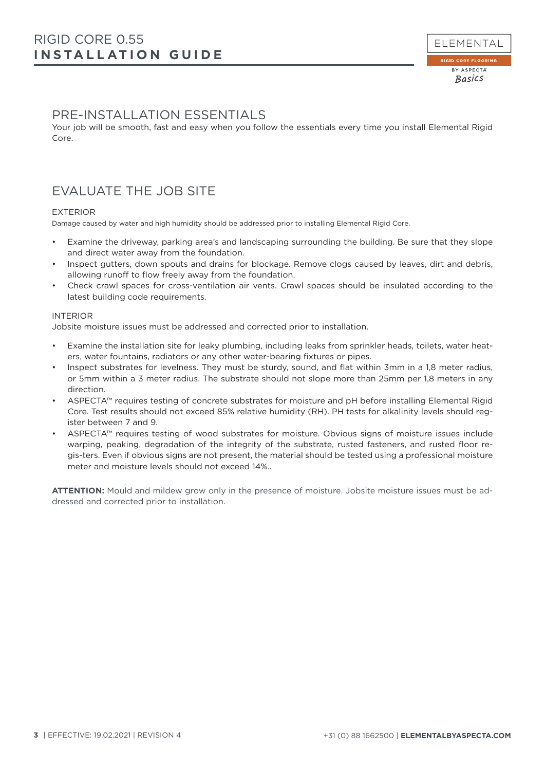## PRE-INSTALLATION ESSENTIALS

Your job will be smooth, fast and easy when you follow the essentials every time you install Elemental Rigid Core.

## EVALUATE THE JOB SITE

### EXTERIOR

Damage caused by water and high humidity should be addressed prior to installing Elemental Rigid Core.

- Examine the driveway, parking area's and landscaping surrounding the building. Be sure that they slope and direct water away from the foundation.
- Inspect gutters, down spouts and drains for blockage. Remove clogs caused by leaves, dirt and debris, allowing runoff to flow freely away from the foundation.
- Check crawl spaces for cross-ventilation air vents. Crawl spaces should be insulated according to the latest building code requirements.

### INTERIOR

Jobsite moisture issues must be addressed and corrected prior to installation.

- Examine the installation site for leaky plumbing, including leaks from sprinkler heads, toilets, water heaters, water fountains, radiators or any other water-bearing fixtures or pipes.
- Inspect substrates for levelness. They must be sturdy, sound, and flat within 3mm in a 1,8 meter radius, or 5mm within a 3 meter radius. The substrate should not slope more than 25mm per 1,8 meters in any direction.
- ASPECTA™ requires testing of concrete substrates for moisture and pH before installing Elemental Rigid Core. Test results should not exceed 85% relative humidity (RH). PH tests for alkalinity levels should register between 7 and 9.
- ASPECTA™ requires testing of wood substrates for moisture. Obvious signs of moisture issues include warping, peaking, degradation of the integrity of the substrate, rusted fasteners, and rusted floor regis-ters. Even if obvious signs are not present, the material should be tested using a professional moisture meter and moisture levels should not exceed 14%..

**ATTENTION:** Mould and mildew grow only in the presence of moisture. Jobsite moisture issues must be addressed and corrected prior to installation.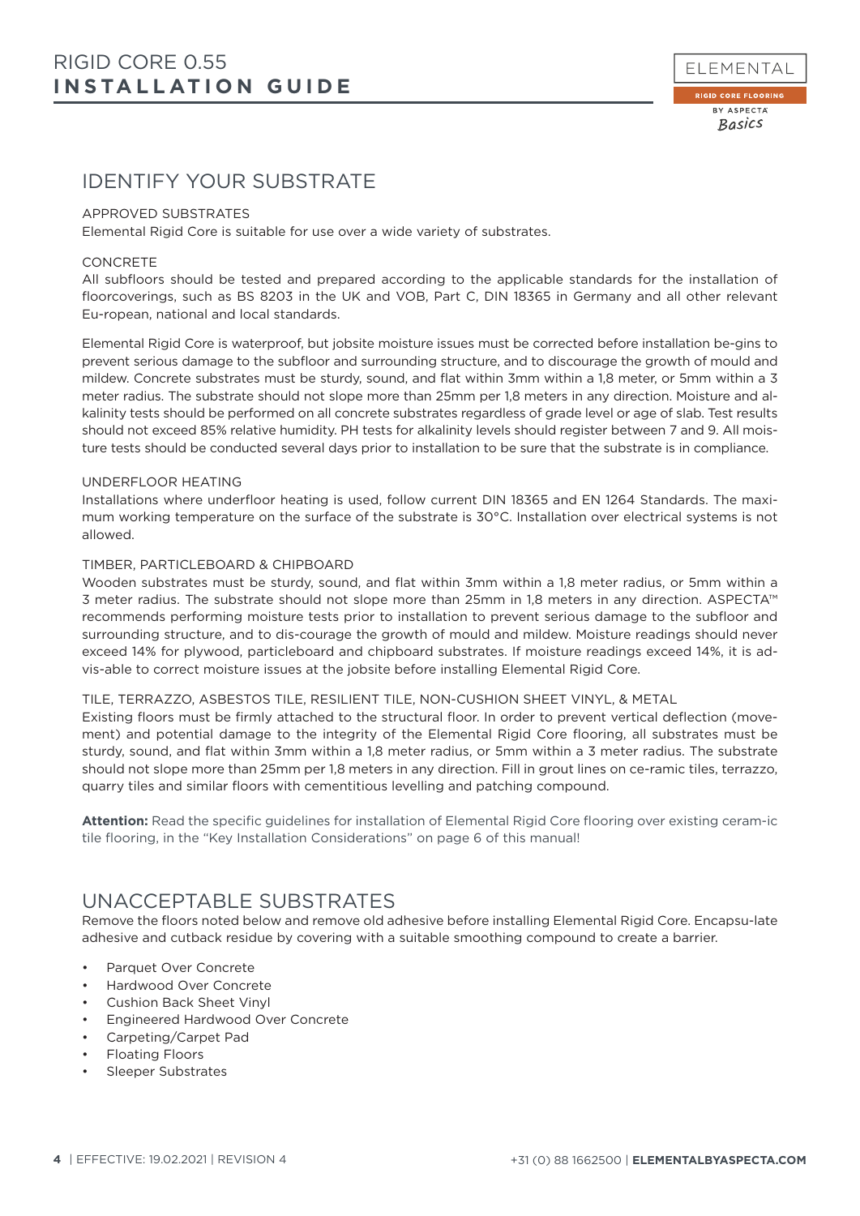# IDENTIFY YOUR SUBSTRATE

APPROVED SUBSTRATES

Elemental Rigid Core is suitable for use over a wide variety of substrates.

CONCRETE

All subfloors should be tested and prepared according to the applicable standards for the installation of floorcoverings, such as BS 8203 in the UK and VOB, Part C, DIN 18365 in Germany and all other relevant Eu-ropean, national and local standards.

Elemental Rigid Core is waterproof, but jobsite moisture issues must be corrected before installation be-gins to prevent serious damage to the subfloor and surrounding structure, and to discourage the growth of mould and mildew. Concrete substrates must be sturdy, sound, and flat within 3mm within a 1,8 meter, or 5mm within a 3 meter radius. The substrate should not slope more than 25mm per 1,8 meters in any direction. Moisture and alkalinity tests should be performed on all concrete substrates regardless of grade level or age of slab. Test results should not exceed 85% relative humidity. PH tests for alkalinity levels should register between 7 and 9. All moisture tests should be conducted several days prior to installation to be sure that the substrate is in compliance.

UNDERFLOOR HEATING

Installations where underfloor heating is used, follow current DIN 18365 and EN 1264 Standards. The maximum working temperature on the surface of the substrate is 30°C. Installation over electrical systems is not allowed.

TIMBER, PARTICLEBOARD & CHIPBOARD

Wooden substrates must be sturdy, sound, and flat within 3mm within a 1,8 meter radius, or 5mm within a 3 meter radius. The substrate should not slope more than 25mm in 1,8 meters in any direction. ASPECTA™ recommends performing moisture tests prior to installation to prevent serious damage to the subfloor and surrounding structure, and to dis-courage the growth of mould and mildew. Moisture readings should never exceed 14% for plywood, particleboard and chipboard substrates. If moisture readings exceed 14%, it is advis-able to correct moisture issues at the jobsite before installing Elemental Rigid Core.

TILE, TERRAZZO, ASBESTOS TILE, RESILIENT TILE, NON-CUSHION SHEET VINYL, & METAL

Existing floors must be firmly attached to the structural floor. In order to prevent vertical deflection (movement) and potential damage to the integrity of the Elemental Rigid Core flooring, all substrates must be sturdy, sound, and flat within 3mm within a 1,8 meter radius, or 5mm within a 3 meter radius. The substrate should not slope more than 25mm per 1,8 meters in any direction. Fill in grout lines on ce-ramic tiles, terrazzo, quarry tiles and similar floors with cementitious levelling and patching compound.

**Attention:** Read the specific guidelines for installation of Elemental Rigid Core flooring over existing ceram-ic tile flooring, in the "Key Installation Considerations" on page 6 of this manual!

# UNACCEPTABLE SUBSTRATES

Remove the floors noted below and remove old adhesive before installing Elemental Rigid Core. Encapsu-late adhesive and cutback residue by covering with a suitable smoothing compound to create a barrier.

- Parquet Over Concrete
- Hardwood Over Concrete
- Cushion Back Sheet Vinyl
- Engineered Hardwood Over Concrete
- Carpeting/Carpet Pad
- Floating Floors
- Sleeper Substrates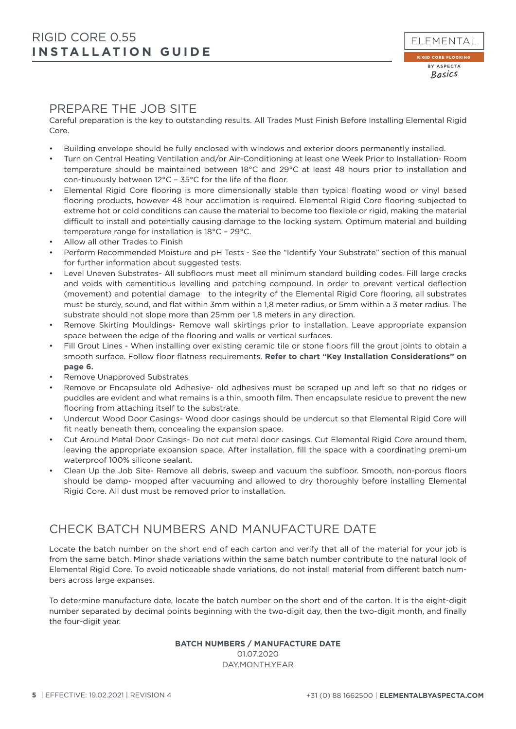## PREPARE THE JOB SITE

Careful preparation is the key to outstanding results. All Trades Must Finish Before Installing Elemental Rigid Core.

- Building envelope should be fully enclosed with windows and exterior doors permanently installed.
- Turn on Central Heating Ventilation and/or Air-Conditioning at least one Week Prior to Installation- Room temperature should be maintained between 18°C and 29°C at least 48 hours prior to installation and con-tinuously between 12°C – 35°C for the life of the floor.
- Elemental Rigid Core flooring is more dimensionally stable than typical floating wood or vinyl based flooring products, however 48 hour acclimation is required. Elemental Rigid Core flooring subjected to extreme hot or cold conditions can cause the material to become too flexible or rigid, making the material difficult to install and potentially causing damage to the locking system. Optimum material and building temperature range for installation is 18°C – 29°C.
- Allow all other Trades to Finish
- Perform Recommended Moisture and pH Tests - See the "Identify Your Substrate" section of this manual for further information about suggested tests.
- Level Uneven Substrates- All subfloors must meet all minimum standard building codes. Fill large cracks and voids with cementitious levelling and patching compound. In order to prevent vertical deflection (movement) and potential damage to the integrity of the Elemental Rigid Core flooring, all substrates must be sturdy, sound, and flat within 3mm within a 1,8 meter radius, or 5mm within a 3 meter radius. The substrate should not slope more than 25mm per 1,8 meters in any direction.
- Remove Skirting Mouldings- Remove wall skirtings prior to installation. Leave appropriate expansion space between the edge of the flooring and walls or vertical surfaces.
- Fill Grout Lines - When installing over existing ceramic tile or stone floors fill the grout joints to obtain a smooth surface. Follow floor flatness requirements. **Refer to chart "Key Installation Considerations" on page 6.**
- Remove Unapproved Substrates
- Remove or Encapsulate old Adhesive- old adhesives must be scraped up and left so that no ridges or puddles are evident and what remains is a thin, smooth film. Then encapsulate residue to prevent the new flooring from attaching itself to the substrate.
- Undercut Wood Door Casings- Wood door casings should be undercut so that Elemental Rigid Core will fit neatly beneath them, concealing the expansion space.
- Cut Around Metal Door Casings- Do not cut metal door casings. Cut Elemental Rigid Core around them, leaving the appropriate expansion space. After installation, fill the space with a coordinating premi-um waterproof 100% silicone sealant.
- Clean Up the Job Site- Remove all debris, sweep and vacuum the subfloor. Smooth, non-porous floors should be damp- mopped after vacuuming and allowed to dry thoroughly before installing Elemental Rigid Core. All dust must be removed prior to installation.

## CHECK BATCH NUMBERS AND MANUFACTURE DATE

Locate the batch number on the short end of each carton and verify that all of the material for your job is from the same batch. Minor shade variations within the same batch number contribute to the natural look of Elemental Rigid Core. To avoid noticeable shade variations, do not install material from different batch num-bers across large expanses.

To determine manufacture date, locate the batch number on the short end of the carton. It is the eight-digit number separated by decimal points beginning with the two-digit day, then the two-digit month, and finally the four-digit year.

**BATCH NUMBERS / MANUFACTURE DATE**
01.07.2020
DAY.MONTH.YEAR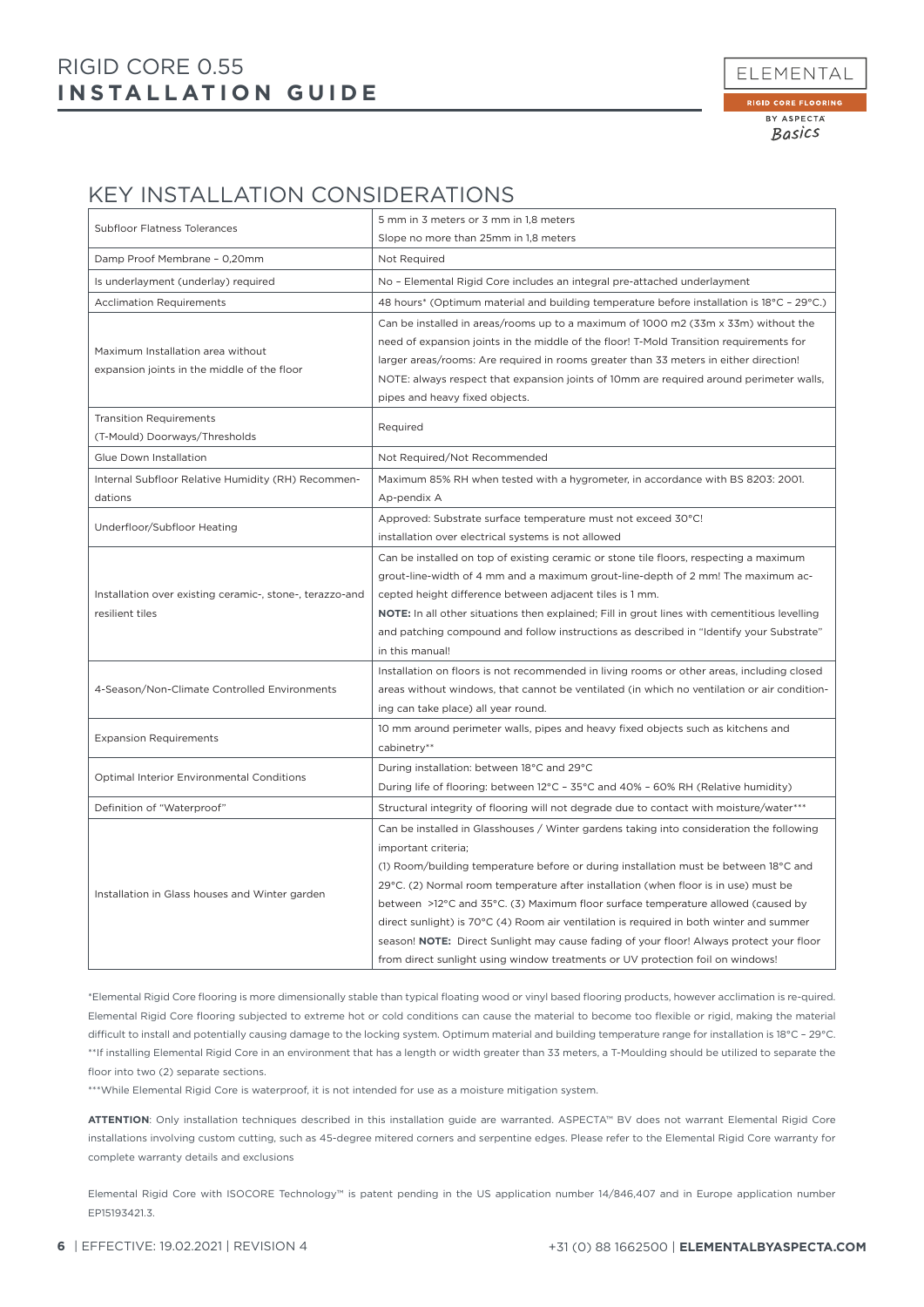## KEY INSTALLATION CONSIDERATIONS

| | |
|---|---|
| Subfloor Flatness Tolerances | 5 mm in 3 meters or 3 mm in 1,8 meters<br>Slope no more than 25mm in 1,8 meters |
| Damp Proof Membrane – 0,20mm | Not Required |
| Is underlayment (underlay) required | No – Elemental Rigid Core includes an integral pre-attached underlayment |
| Acclimation Requirements | 48 hours* (Optimum material and building temperature before installation is 18°C – 29°C.) |
| Maximum Installation area without expansion joints in the middle of the floor | Can be installed in areas/rooms up to a maximum of 1000 m2 (33m x 33m) without the need of expansion joints in the middle of the floor! T-Mold Transition requirements for larger areas/rooms: Are required in rooms greater than 33 meters in either direction! NOTE: always respect that expansion joints of 10mm are required around perimeter walls, pipes and heavy fixed objects. |
| Transition Requirements (T-Mould) Doorways/Thresholds | Required |
| Glue Down Installation | Not Required/Not Recommended |
| Internal Subfloor Relative Humidity (RH) Recommen-dations | Maximum 85% RH when tested with a hygrometer, in accordance with BS 8203: 2001. Ap-pendix A |
| Underfloor/Subfloor Heating | Approved: Substrate surface temperature must not exceed 30°C!<br>installation over electrical systems is not allowed |
| Installation over existing ceramic-, stone-, terazzo-and resilient tiles | Can be installed on top of existing ceramic or stone tile floors, respecting a maximum grout-line-width of 4 mm and a maximum grout-line-depth of 2 mm! The maximum ac-cepted height difference between adjacent tiles is 1 mm.<br>**NOTE:** In all other situations then explained; Fill in grout lines with cementitious levelling and patching compound and follow instructions as described in "Identify your Substrate" in this manual! |
| 4-Season/Non-Climate Controlled Environments | Installation on floors is not recommended in living rooms or other areas, including closed areas without windows, that cannot be ventilated (in which no ventilation or air condition-ing can take place) all year round. |
| Expansion Requirements | 10 mm around perimeter walls, pipes and heavy fixed objects such as kitchens and cabinetry** |
| Optimal Interior Environmental Conditions | During installation: between 18°C and 29°C<br>During life of flooring: between 12°C – 35°C and 40% – 60% RH (Relative humidity) |
| Definition of "Waterproof" | Structural integrity of flooring will not degrade due to contact with moisture/water*** |
| Installation in Glass houses and Winter garden | Can be installed in Glasshouses / Winter gardens taking into consideration the following important criteria;<br>(1) Room/building temperature before or during installation must be between 18°C and 29°C. (2) Normal room temperature after installation (when floor is in use) must be between >12°C and 35°C. (3) Maximum floor surface temperature allowed (caused by direct sunlight) is 70°C (4) Room air ventilation is required in both winter and summer season! **NOTE:** Direct Sunlight may cause fading of your floor! Always protect your floor from direct sunlight using window treatments or UV protection foil on windows! |

*Elemental Rigid Core flooring is more dimensionally stable than typical floating wood or vinyl based flooring products, however acclimation is re-quired. Elemental Rigid Core flooring subjected to extreme hot or cold conditions can cause the material to become too flexible or rigid, making the material difficult to install and potentially causing damage to the locking system. Optimum material and building temperature range for installation is 18°C – 29°C.

**If installing Elemental Rigid Core in an environment that has a length or width greater than 33 meters, a T-Moulding should be utilized to separate the floor into two (2) separate sections.

***While Elemental Rigid Core is waterproof, it is not intended for use as a moisture mitigation system.

**ATTENTION**: Only installation techniques described in this installation guide are warranted. ASPECTA™ BV does not warrant Elemental Rigid Core installations involving custom cutting, such as 45-degree mitered corners and serpentine edges. Please refer to the Elemental Rigid Core warranty for complete warranty details and exclusions

Elemental Rigid Core with ISOCORE Technology™ is patent pending in the US application number 14/846,407 and in Europe application number EP15193421.3.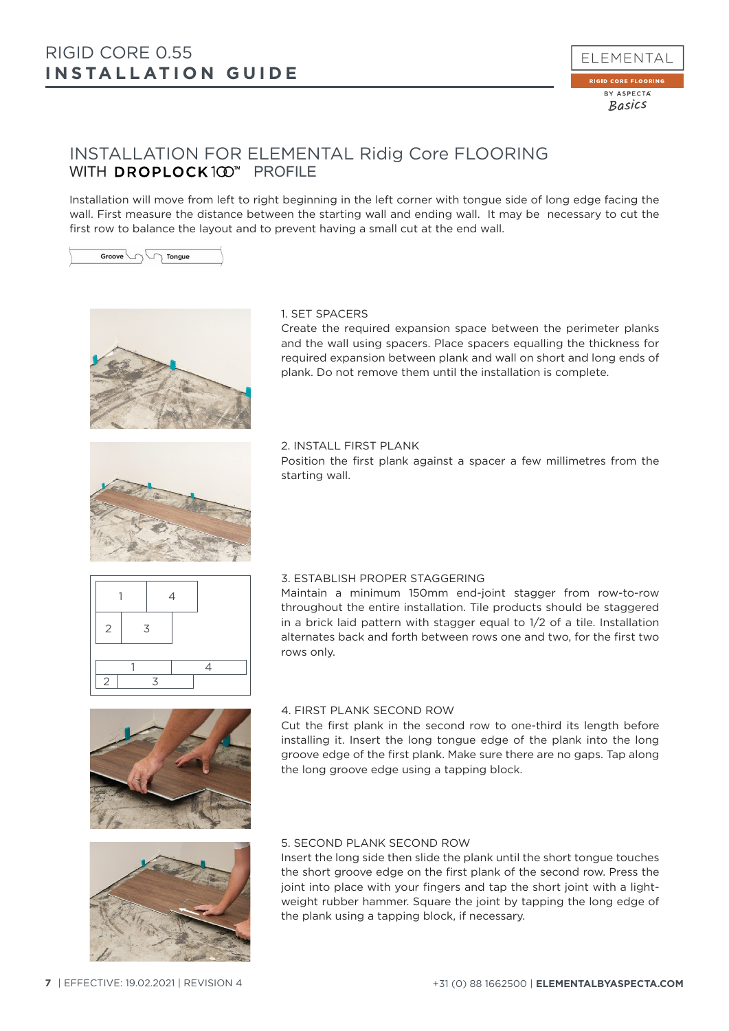# INSTALLATION FOR ELEMENTAL Ridig Core FLOORING
## WITH DROPLOCK100™ PROFILE

Installation will move from left to right beginning in the left corner with tongue side of long edge facing the wall. First measure the distance between the starting wall and ending wall. It may be necessary to cut the first row to balance the layout and to prevent having a small cut at the end wall.

Groove Tongue

### 1. SET SPACERS

Create the required expansion space between the perimeter planks and the wall using spacers. Place spacers equalling the thickness for required expansion between plank and wall on short and long ends of plank. Do not remove them until the installation is complete.

### 2. INSTALL FIRST PLANK

Position the first plank against a spacer a few millimetres from the starting wall.

### 3. ESTABLISH PROPER STAGGERING

Maintain a minimum 150mm end-joint stagger from row-to-row throughout the entire installation. Tile products should be staggered in a brick laid pattern with stagger equal to 1/2 of a tile. Installation alternates back and forth between rows one and two, for the first two rows only.

### 4. FIRST PLANK SECOND ROW

Cut the first plank in the second row to one-third its length before installing it. Insert the long tongue edge of the plank into the long groove edge of the first plank. Make sure there are no gaps. Tap along the long groove edge using a tapping block.

### 5. SECOND PLANK SECOND ROW

Insert the long side then slide the plank until the short tongue touches the short groove edge on the first plank of the second row. Press the joint into place with your fingers and tap the short joint with a light-weight rubber hammer. Square the joint by tapping the long edge of the plank using a tapping block, if necessary.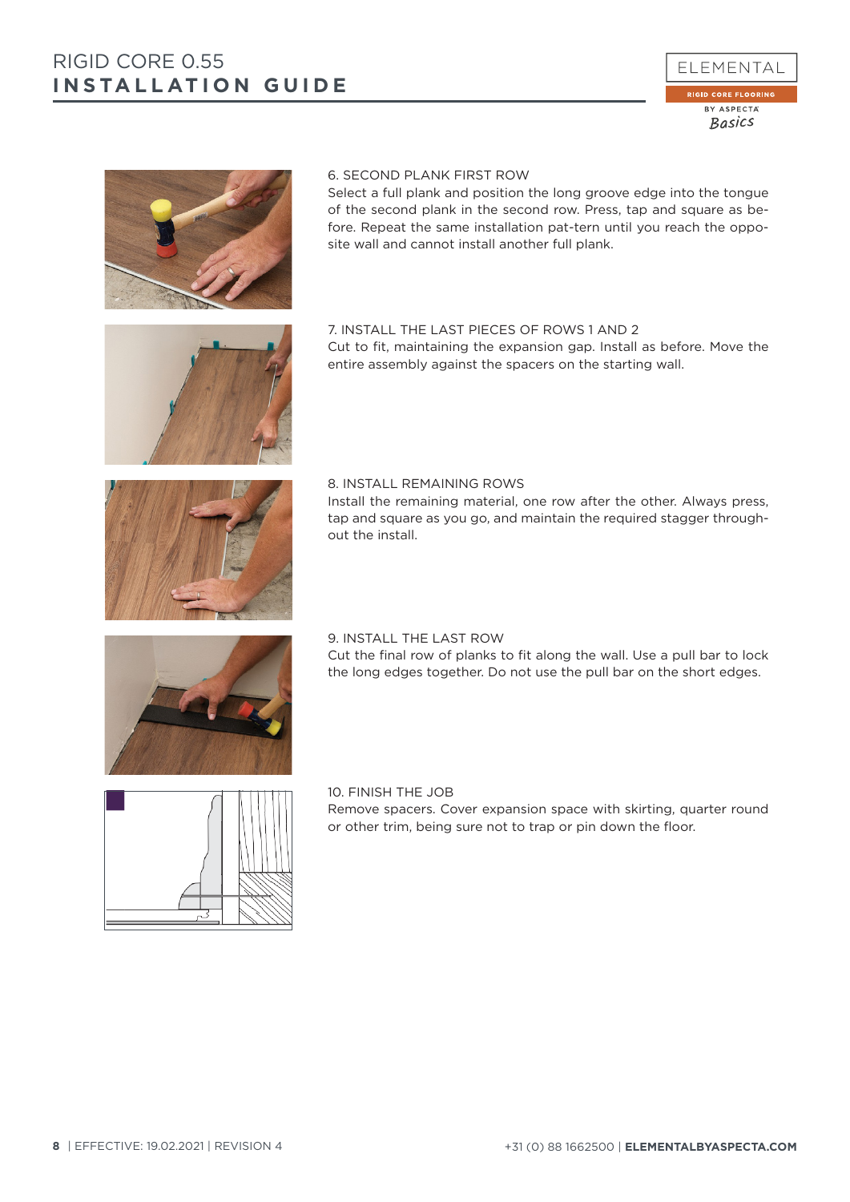### 6. SECOND PLANK FIRST ROW

Select a full plank and position the long groove edge into the tongue of the second plank in the second row. Press, tap and square as before. Repeat the same installation pat-tern until you reach the opposite wall and cannot install another full plank.

### 7. INSTALL THE LAST PIECES OF ROWS 1 AND 2

Cut to fit, maintaining the expansion gap. Install as before. Move the entire assembly against the spacers on the starting wall.

### 8. INSTALL REMAINING ROWS

Install the remaining material, one row after the other. Always press, tap and square as you go, and maintain the required stagger throughout the install.

### 9. INSTALL THE LAST ROW

Cut the final row of planks to fit along the wall. Use a pull bar to lock the long edges together. Do not use the pull bar on the short edges.

### 10. FINISH THE JOB

Remove spacers. Cover expansion space with skirting, quarter round or other trim, being sure not to trap or pin down the floor.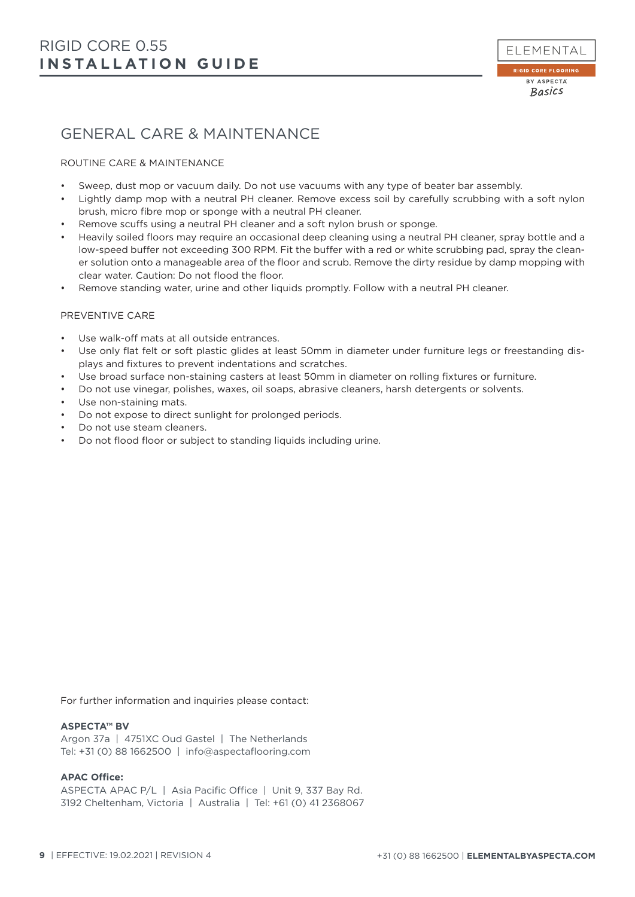## GENERAL CARE & MAINTENANCE

### ROUTINE CARE & MAINTENANCE

- Sweep, dust mop or vacuum daily. Do not use vacuums with any type of beater bar assembly.
- Lightly damp mop with a neutral PH cleaner. Remove excess soil by carefully scrubbing with a soft nylon brush, micro fibre mop or sponge with a neutral PH cleaner.
- Remove scuffs using a neutral PH cleaner and a soft nylon brush or sponge.
- Heavily soiled floors may require an occasional deep cleaning using a neutral PH cleaner, spray bottle and a low-speed buffer not exceeding 300 RPM. Fit the buffer with a red or white scrubbing pad, spray the cleaner solution onto a manageable area of the floor and scrub. Remove the dirty residue by damp mopping with clear water. Caution: Do not flood the floor.
- Remove standing water, urine and other liquids promptly. Follow with a neutral PH cleaner.

### PREVENTIVE CARE

- Use walk-off mats at all outside entrances.
- Use only flat felt or soft plastic glides at least 50mm in diameter under furniture legs or freestanding displays and fixtures to prevent indentations and scratches.
- Use broad surface non-staining casters at least 50mm in diameter on rolling fixtures or furniture.
- Do not use vinegar, polishes, waxes, oil soaps, abrasive cleaners, harsh detergents or solvents.
- Use non-staining mats.
- Do not expose to direct sunlight for prolonged periods.
- Do not use steam cleaners.
- Do not flood floor or subject to standing liquids including urine.

For further information and inquiries please contact:

**ASPECTA™ BV**
Argon 37a | 4751XC Oud Gastel | The Netherlands
Tel: +31 (0) 88 1662500 | info@aspectaflooring.com

**APAC Office:**
ASPECTA APAC P/L | Asia Pacific Office | Unit 9, 337 Bay Rd.
3192 Cheltenham, Victoria | Australia | Tel: +61 (0) 41 2368067